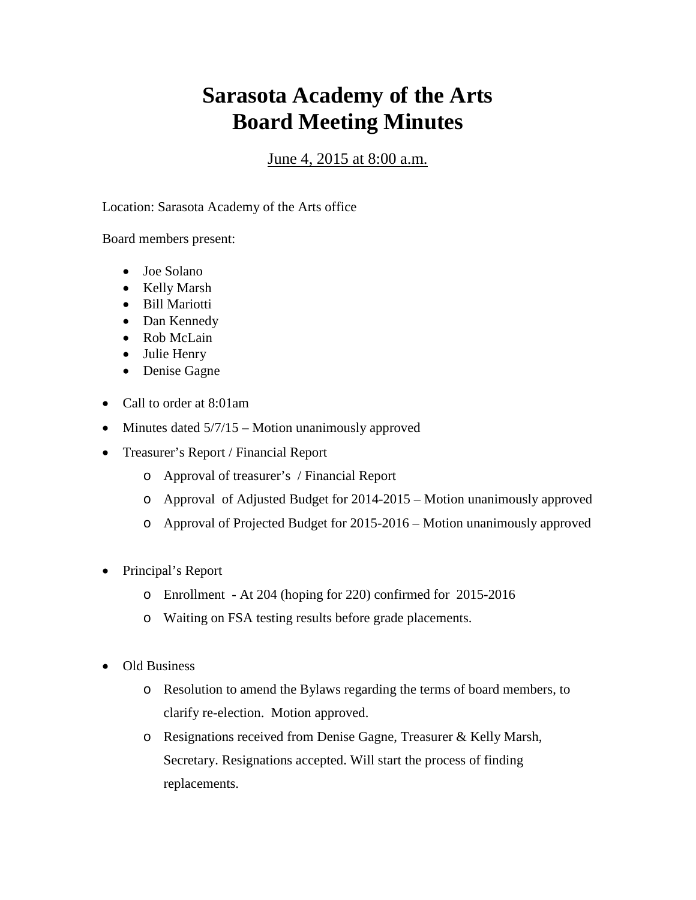# Sarasota Academy of the Arts
# Board Meeting Minutes

June 4, 2015 at 8:00 a.m.

Location: Sarasota Academy of the Arts office

Board members present:

- Joe Solano
- Kelly Marsh
- Bill Mariotti
- Dan Kennedy
- Rob McLain
- Julie Henry
- Denise Gagne

- Call to order at 8:01am
- Minutes dated 5/7/15 – Motion unanimously approved
- Treasurer's Report / Financial Report
  - Approval of treasurer's / Financial Report
  - Approval of Adjusted Budget for 2014-2015 – Motion unanimously approved
  - Approval of Projected Budget for 2015-2016 – Motion unanimously approved
- Principal's Report
  - Enrollment - At 204 (hoping for 220) confirmed for 2015-2016
  - Waiting on FSA testing results before grade placements.
- Old Business
  - Resolution to amend the Bylaws regarding the terms of board members, to clarify re-election. Motion approved.
  - Resignations received from Denise Gagne, Treasurer & Kelly Marsh, Secretary. Resignations accepted. Will start the process of finding replacements.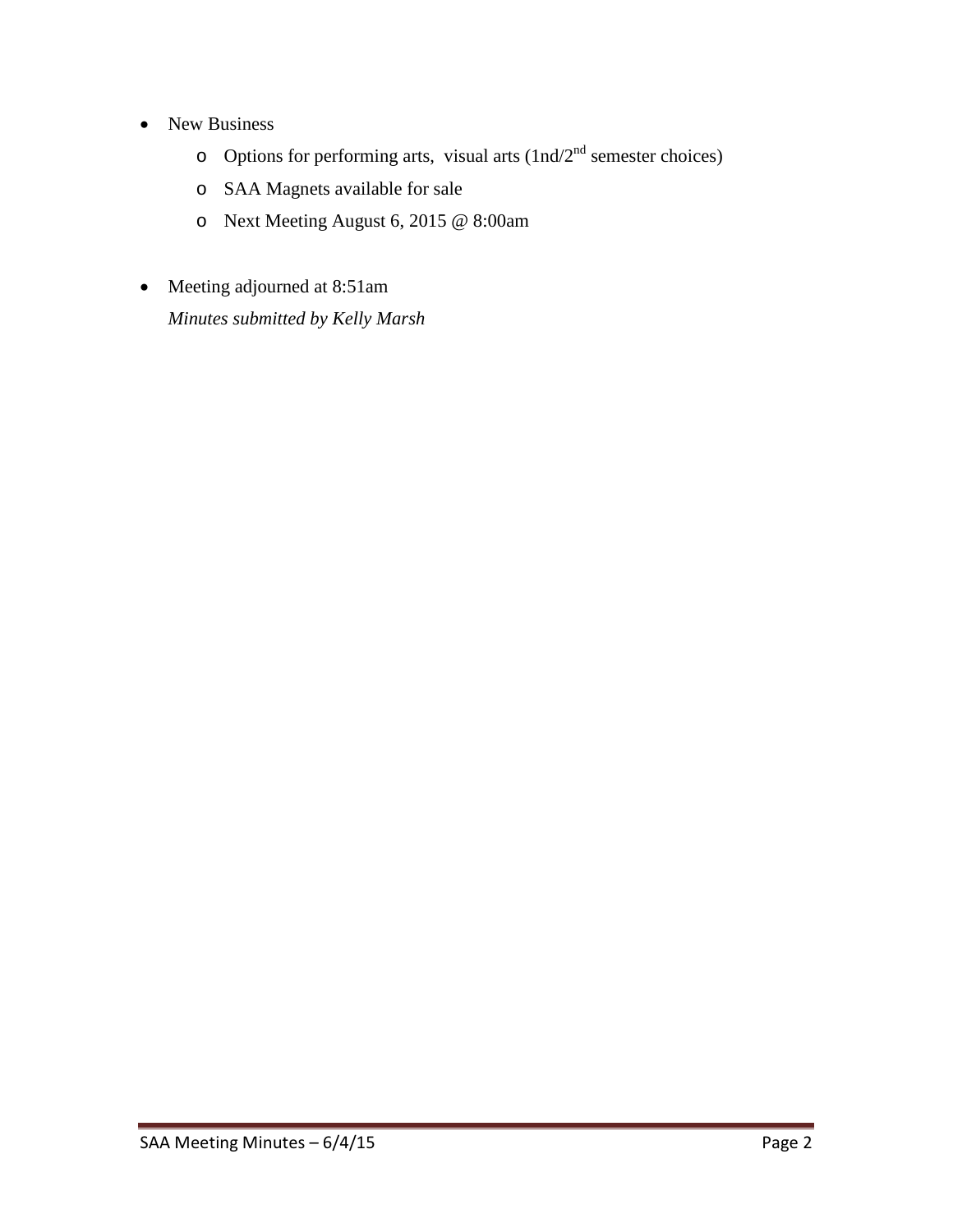- New Business
  - Options for performing arts, visual arts (1nd/2nd semester choices)
  - SAA Magnets available for sale
  - Next Meeting August 6, 2015 @ 8:00am

- Meeting adjourned at 8:51am

  *Minutes submitted by Kelly Marsh*